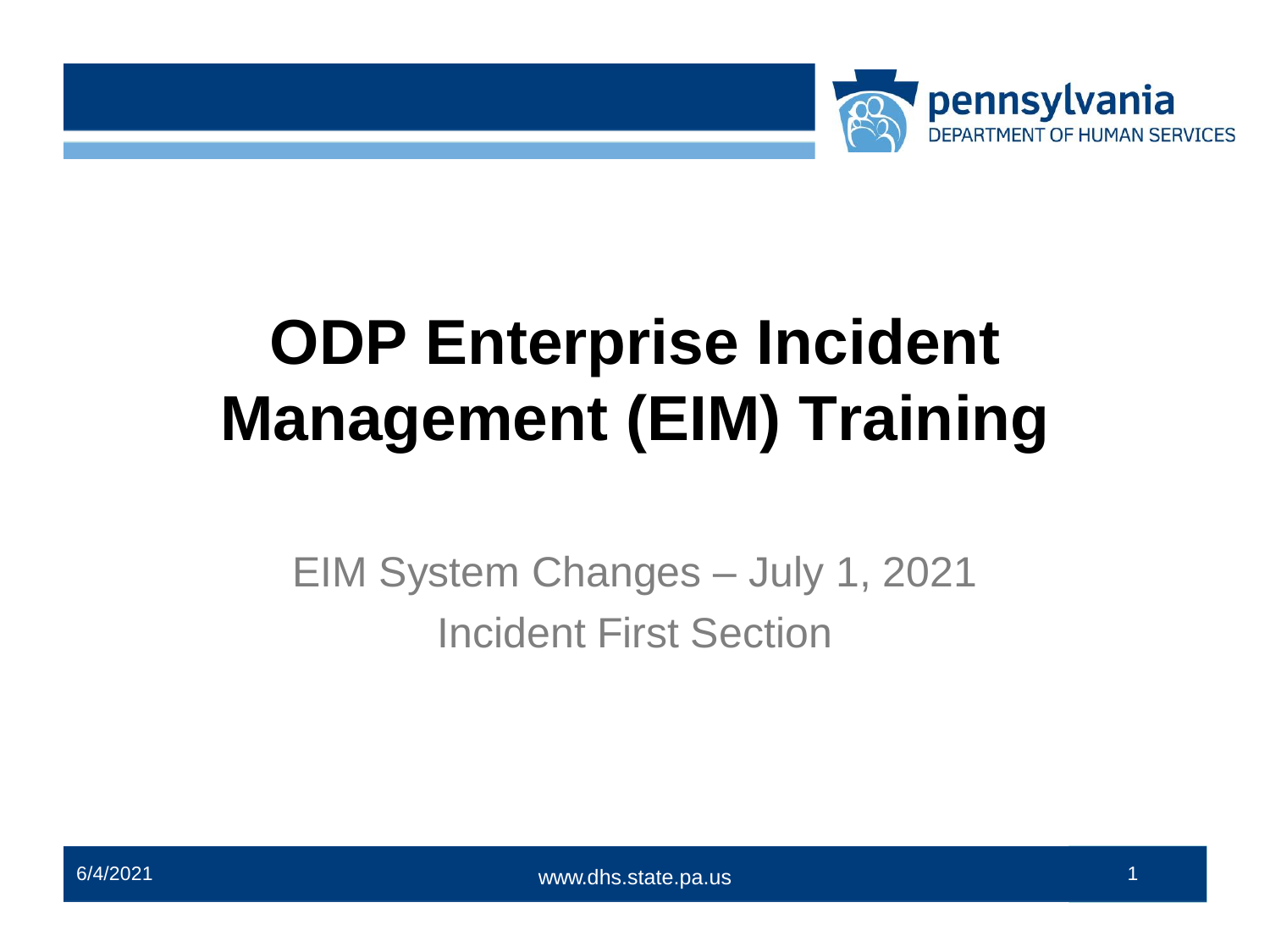# ODP Enterprise Incident Management (EIM) Training

EIM System Changes – July 1, 2021

Incident First Section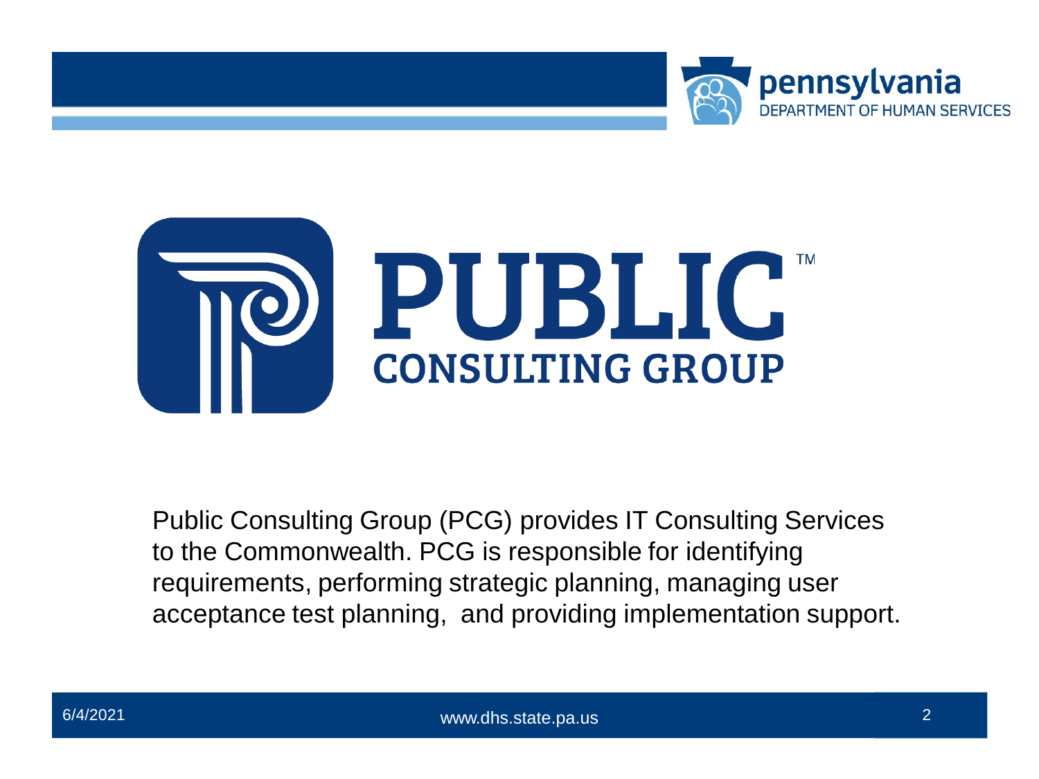PUBLIC CONSULTING GROUP

Public Consulting Group (PCG) provides IT Consulting Services to the Commonwealth. PCG is responsible for identifying requirements, performing strategic planning, managing user acceptance test planning, and providing implementation support.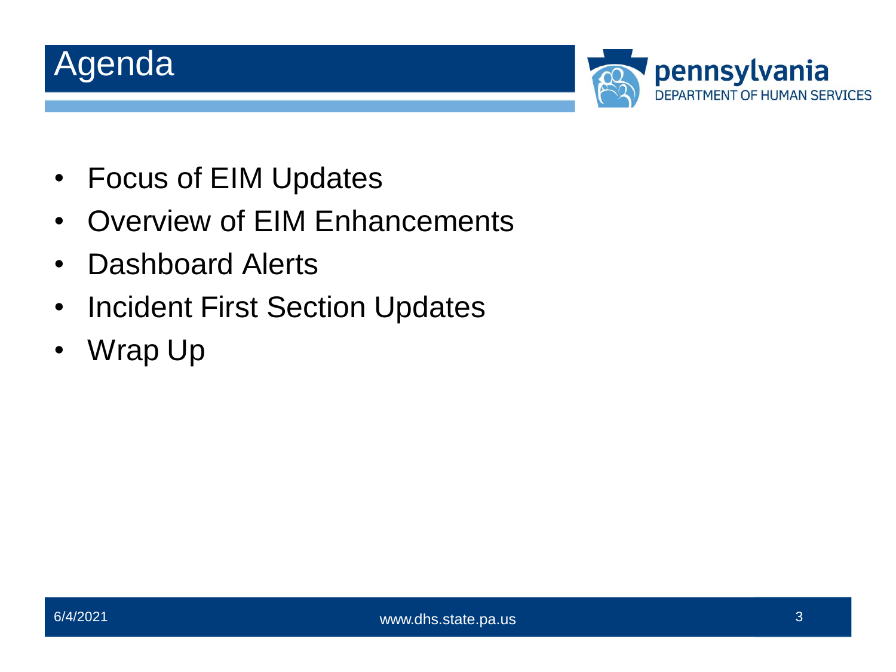# Agenda

- Focus of EIM Updates
- Overview of EIM Enhancements
- Dashboard Alerts
- Incident First Section Updates
- Wrap Up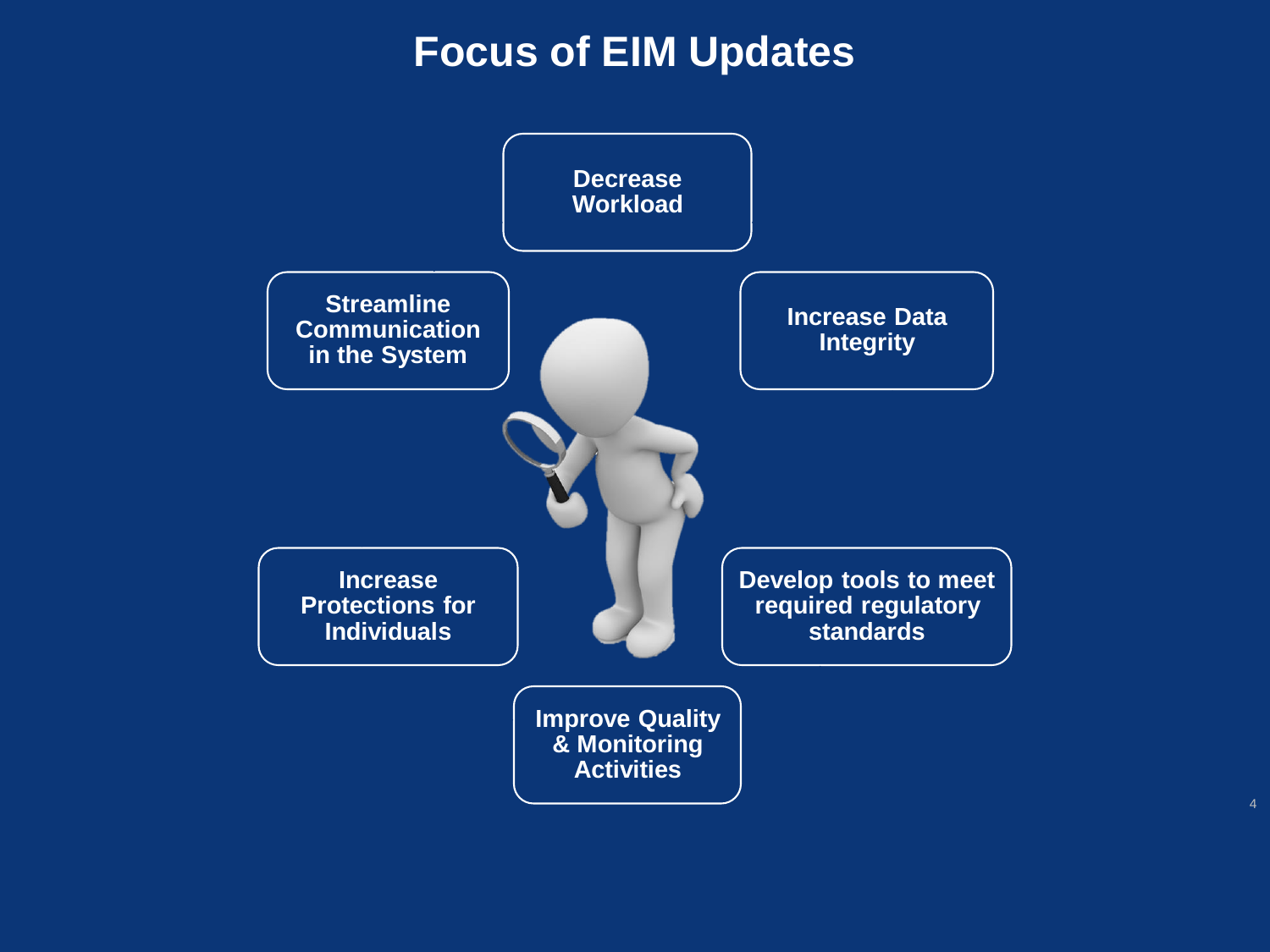# Focus of EIM Updates

- Decrease Workload
- Streamline Communication in the System
- Increase Data Integrity
- Increase Protections for Individuals
- Develop tools to meet required regulatory standards
- Improve Quality & Monitoring Activities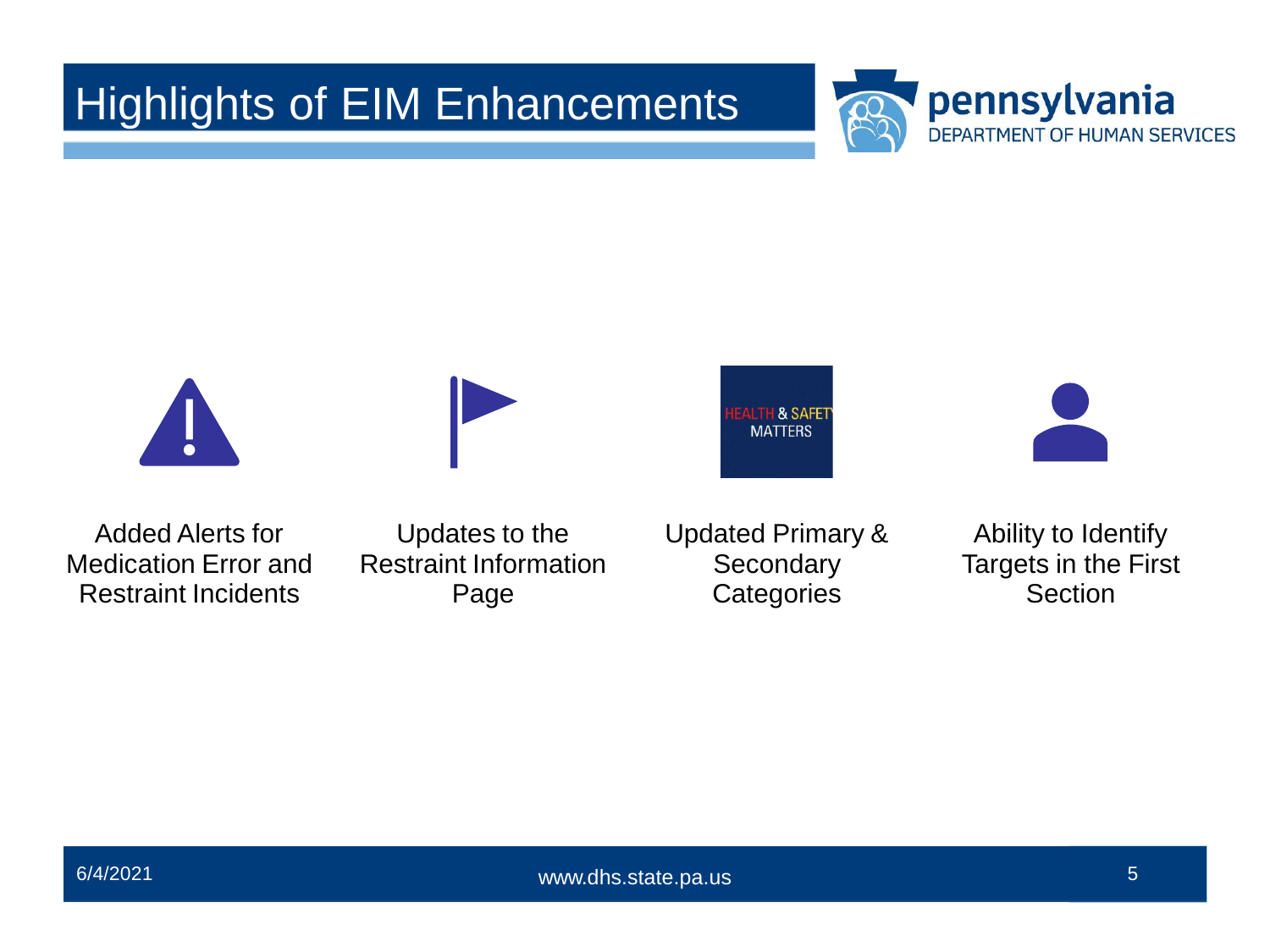# Highlights of EIM Enhancements

- Added Alerts for Medication Error and Restraint Incidents
- Updates to the Restraint Information Page
- Updated Primary & Secondary Categories
- Ability to Identify Targets in the First Section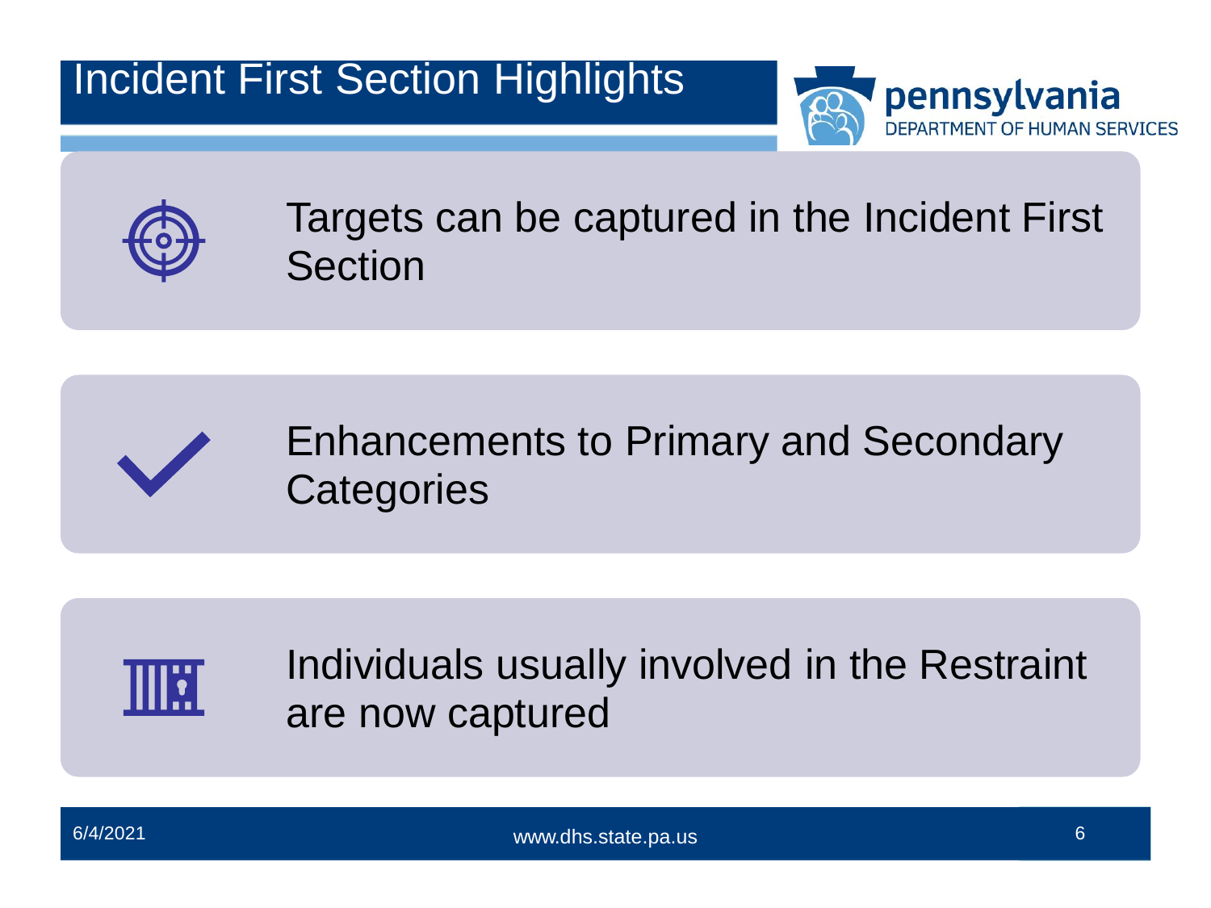# Incident First Section Highlights

- Targets can be captured in the Incident First Section
- Enhancements to Primary and Secondary Categories
- Individuals usually involved in the Restraint are now captured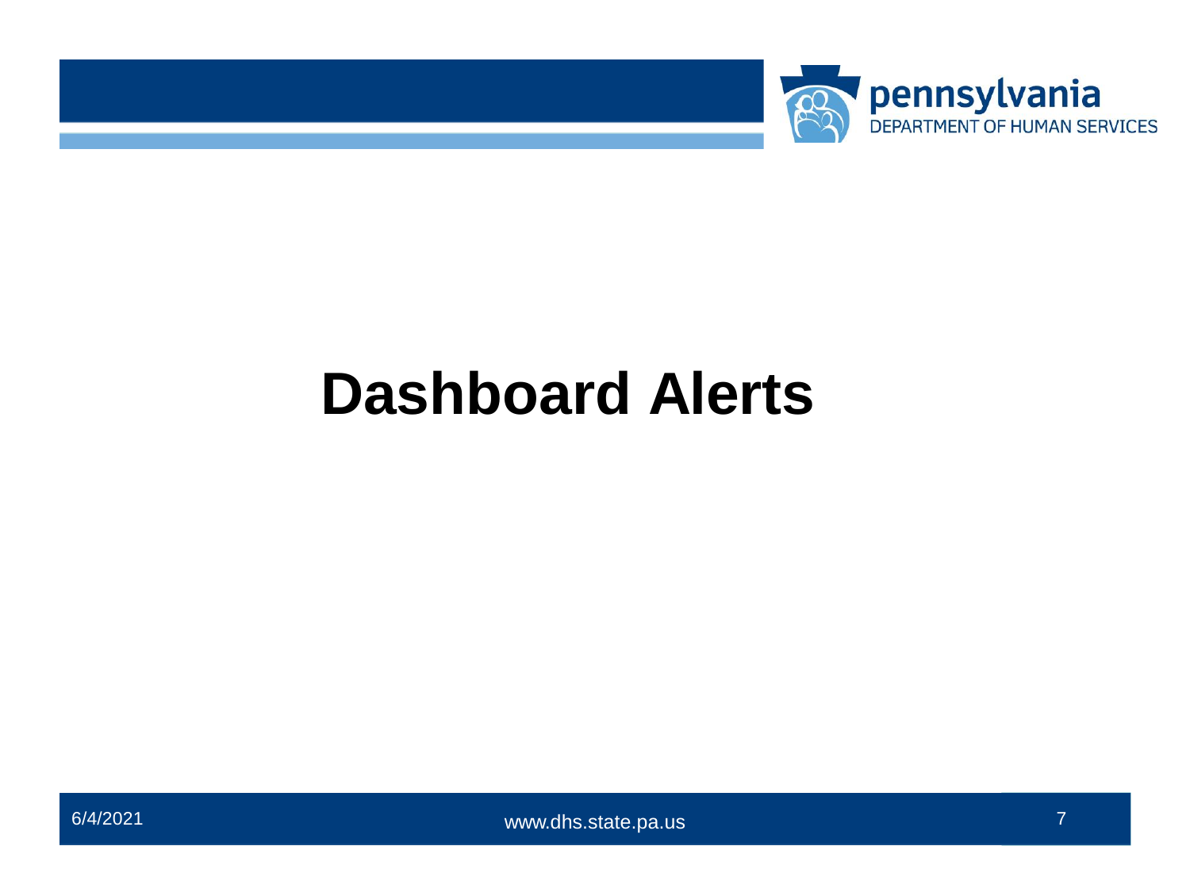# Dashboard Alerts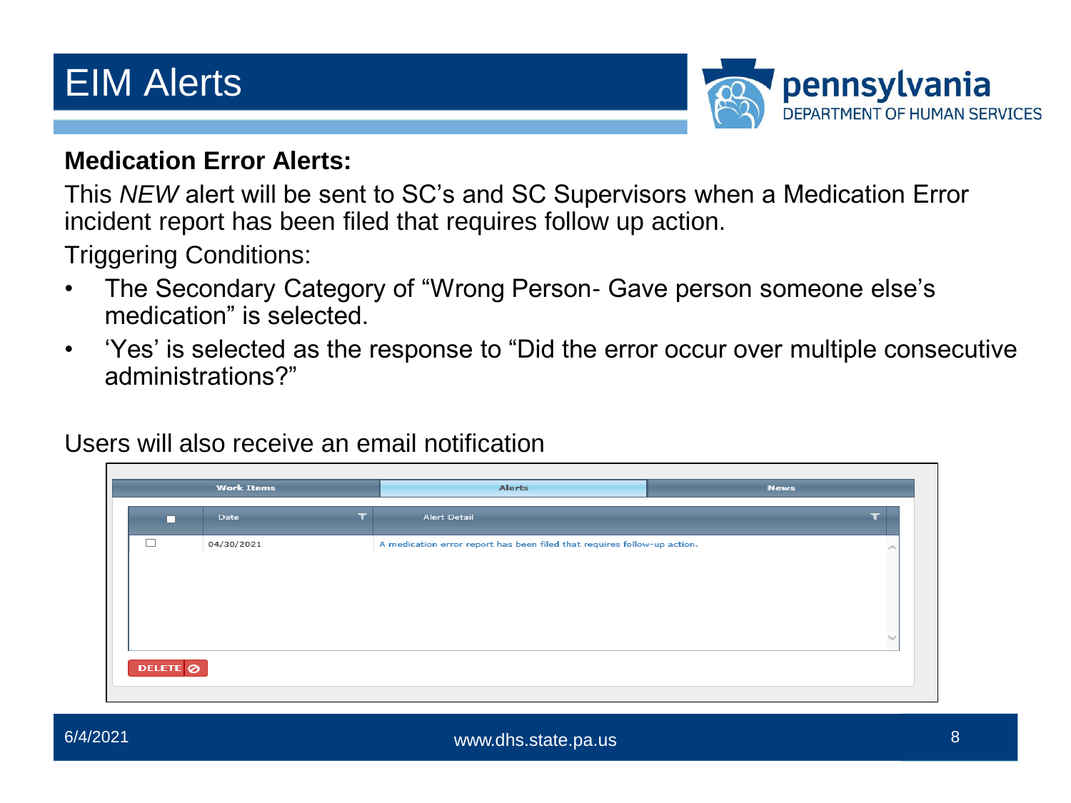# EIM Alerts

**Medication Error Alerts:**

This *NEW* alert will be sent to SC's and SC Supervisors when a Medication Error incident report has been filed that requires follow up action.

Triggering Conditions:

- The Secondary Category of "Wrong Person- Gave person someone else's medication" is selected.
- 'Yes' is selected as the response to "Did the error occur over multiple consecutive administrations?"

Users will also receive an email notification

| Work Items | Alerts | News |
|---|---|---|

| | Date | Alert Detail |
|---|---|---|
| ☐ | 04/30/2021 | A medication error report has been filed that requires follow-up action. |

DELETE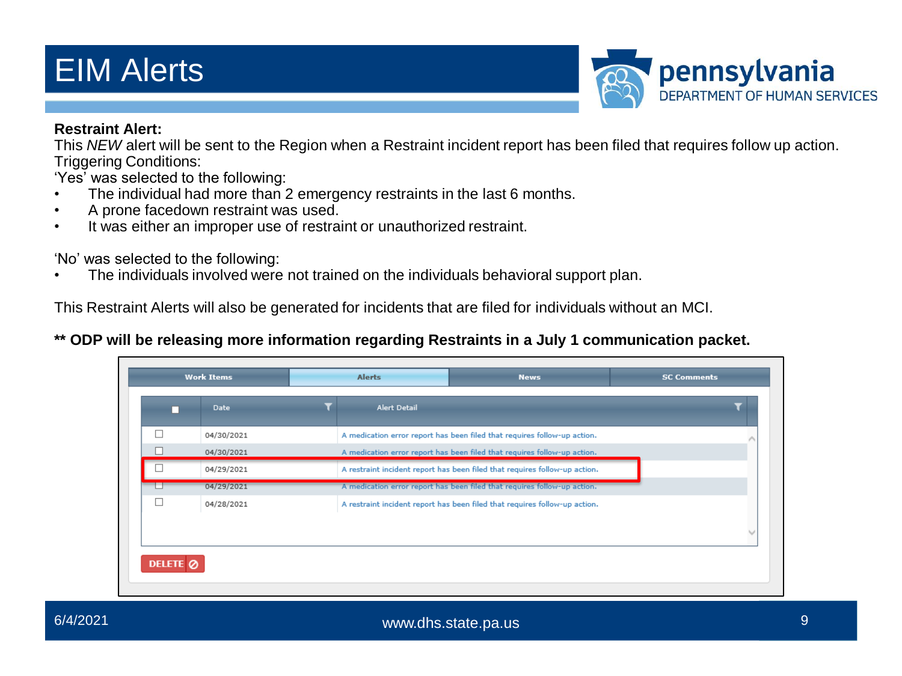# EIM Alerts

**Restraint Alert:**

This *NEW* alert will be sent to the Region when a Restraint incident report has been filed that requires follow up action.

Triggering Conditions:

'Yes' was selected to the following:

- The individual had more than 2 emergency restraints in the last 6 months.
- A prone facedown restraint was used.
- It was either an improper use of restraint or unauthorized restraint.

'No' was selected to the following:

- The individuals involved were not trained on the individuals behavioral support plan.

This Restraint Alerts will also be generated for incidents that are filed for individuals without an MCI.

**\*\* ODP will be releasing more information regarding Restraints in a July 1 communication packet.**

| Work Items | Alerts | News | SC Comments |
|---|---|---|---|

| ■ | Date | Alert Detail |
|---|---|---|
| ☐ | 04/30/2021 | A medication error report has been filed that requires follow-up action. |
| ☐ | 04/30/2021 | A medication error report has been filed that requires follow-up action. |
| ☐ | 04/29/2021 | A restraint incident report has been filed that requires follow-up action. |
| ☐ | 04/29/2021 | A medication error report has been filed that requires follow-up action. |
| ☐ | 04/28/2021 | A restraint incident report has been filed that requires follow-up action. |

DELETE

6/4/2021

www.dhs.state.pa.us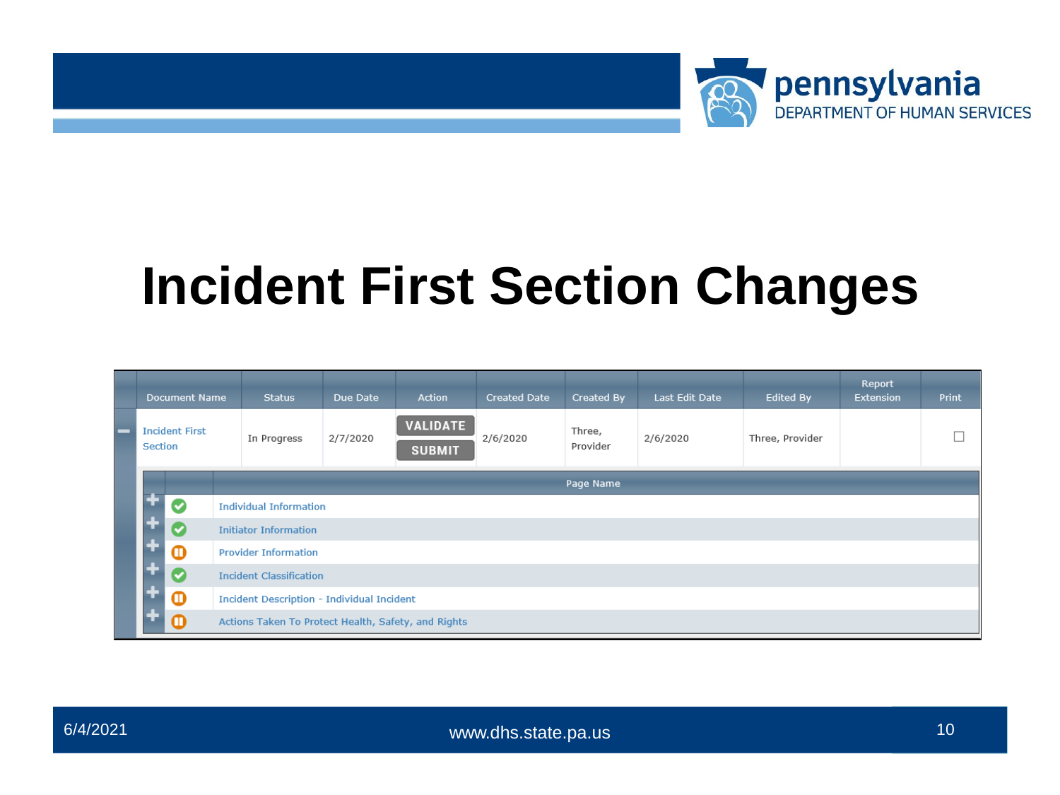# Incident First Section Changes

| Document Name | Status | Due Date | Action | Created Date | Created By | Last Edit Date | Edited By | Report Extension | Print |
|---|---|---|---|---|---|---|---|---|---|
| Incident First Section | In Progress | 2/7/2020 | VALIDATE SUBMIT | 2/6/2020 | Three, Provider | 2/6/2020 | Three, Provider | | ☐ |

| Status | Page Name |
|---|---|
| Complete | Individual Information |
| Complete | Initiator Information |
| In Progress | Provider Information |
| Complete | Incident Classification |
| In Progress | Incident Description - Individual Incident |
| In Progress | Actions Taken To Protect Health, Safety, and Rights |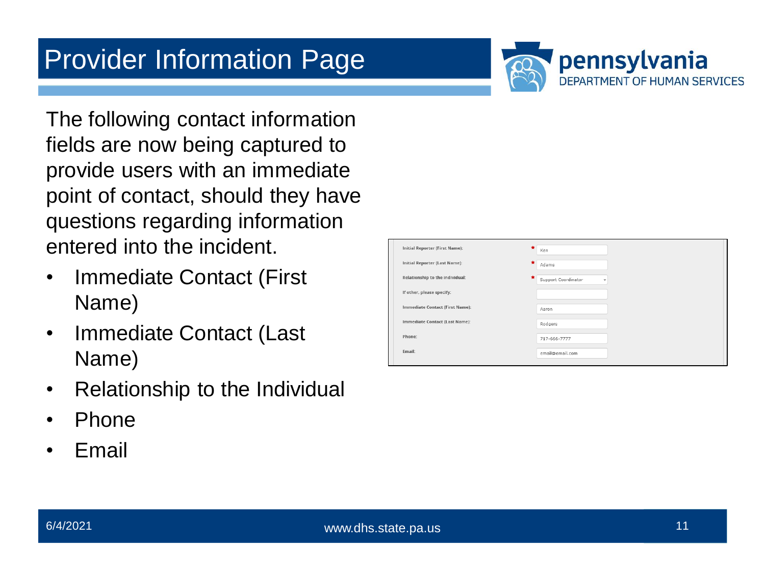# Provider Information Page

The following contact information fields are now being captured to provide users with an immediate point of contact, should they have questions regarding information entered into the incident.

- Immediate Contact (First Name)
- Immediate Contact (Last Name)
- Relationship to the Individual
- Phone
- Email

| Field | Value |
| --- | --- |
| Initial Reporter (First Name): * | Ken |
| Initial Reporter (Last Name): * | Adams |
| Relationship to the Individual: * | Support Coordinator |
| If other, please specify: | |
| Immediate Contact (First Name): | Aaron |
| Immediate Contact (Last Name): | Rodgers |
| Phone: | 717-666-7777 |
| Email: | email@email.com |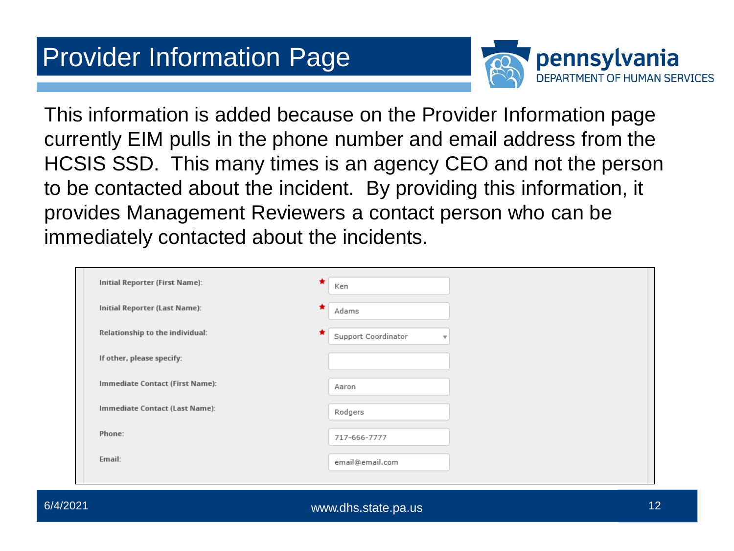# Provider Information Page

This information is added because on the Provider Information page currently EIM pulls in the phone number and email address from the HCSIS SSD. This many times is an agency CEO and not the person to be contacted about the incident. By providing this information, it provides Management Reviewers a contact person who can be immediately contacted about the incidents.

| Field | Value |
| --- | --- |
| Initial Reporter (First Name): * | Ken |
| Initial Reporter (Last Name): * | Adams |
| Relationship to the individual: * | Support Coordinator |
| If other, please specify: | |
| Immediate Contact (First Name): | Aaron |
| Immediate Contact (Last Name): | Rodgers |
| Phone: | 717-666-7777 |
| Email: | email@email.com |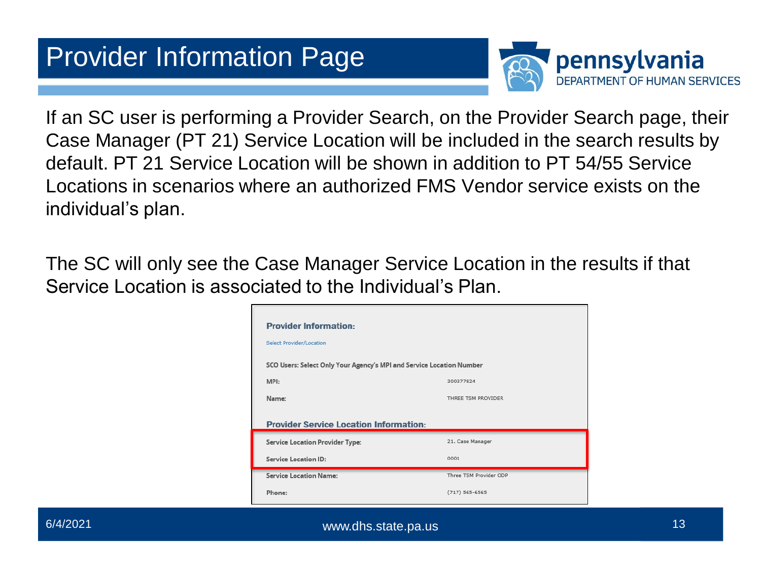# Provider Information Page

If an SC user is performing a Provider Search, on the Provider Search page, their Case Manager (PT 21) Service Location will be included in the search results by default. PT 21 Service Location will be shown in addition to PT 54/55 Service Locations in scenarios where an authorized FMS Vendor service exists on the individual's plan.

The SC will only see the Case Manager Service Location in the results if that Service Location is associated to the Individual's Plan.

**Provider Information:**

Select Provider/Location

SCO Users: Select Only Your Agency's MPI and Service Location Number

| | |
|---|---|
| MPI: | 300377824 |
| Name: | THREE TSM PROVIDER |

**Provider Service Location Information:**

| | |
|---|---|
| Service Location Provider Type: | 21. Case Manager |
| Service Location ID: | 0001 |
| Service Location Name: | Three TSM Provider ODP |
| Phone: | (717) 565-6565 |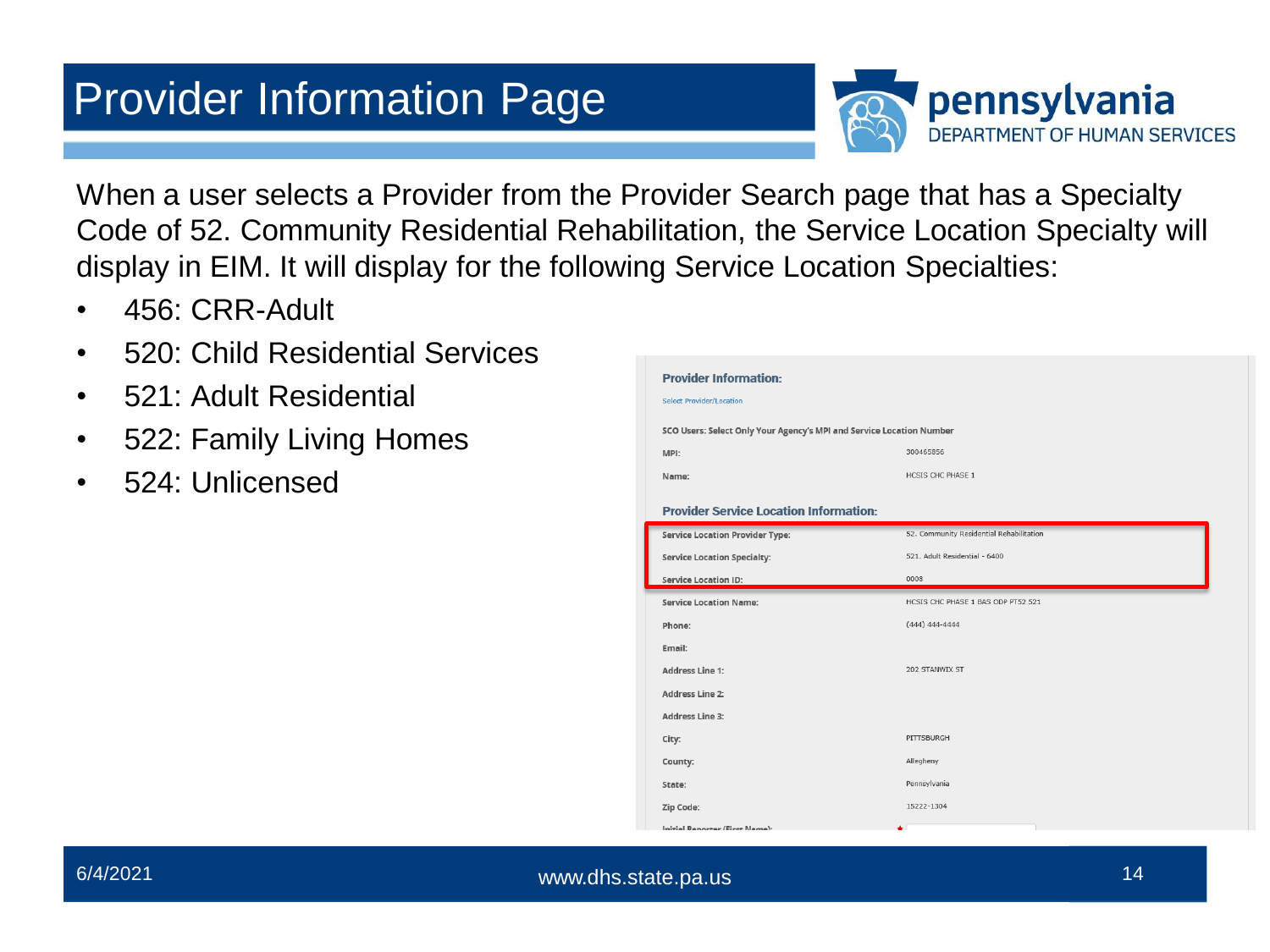# Provider Information Page

When a user selects a Provider from the Provider Search page that has a Specialty Code of 52. Community Residential Rehabilitation, the Service Location Specialty will display in EIM. It will display for the following Service Location Specialties:

- 456: CRR-Adult
- 520: Child Residential Services
- 521: Adult Residential
- 522: Family Living Homes
- 524: Unlicensed

**Provider Information:**

Select Provider/Location

SCO Users: Select Only Your Agency's MPI and Service Location Number

| | |
|---|---|
| MPI: | 300465856 |
| Name: | HCSIS CHC PHASE 1 |

**Provider Service Location Information:**

| | |
|---|---|
| Service Location Provider Type: | 52. Community Residential Rehabilitation |
| Service Location Specialty: | 521. Adult Residential - 6400 |
| Service Location ID: | 0008 |
| Service Location Name: | HCSIS CHC PHASE 1 BAS ODP PT52 521 |
| Phone: | (444) 444-4444 |
| Email: | |
| Address Line 1: | 202 STANWIX ST |
| Address Line 2: | |
| Address Line 3: | |
| City: | PITTSBURGH |
| County: | Allegheny |
| State: | Pennsylvania |
| Zip Code: | 15222-1304 |
| Initial Reporter (First Name): | * |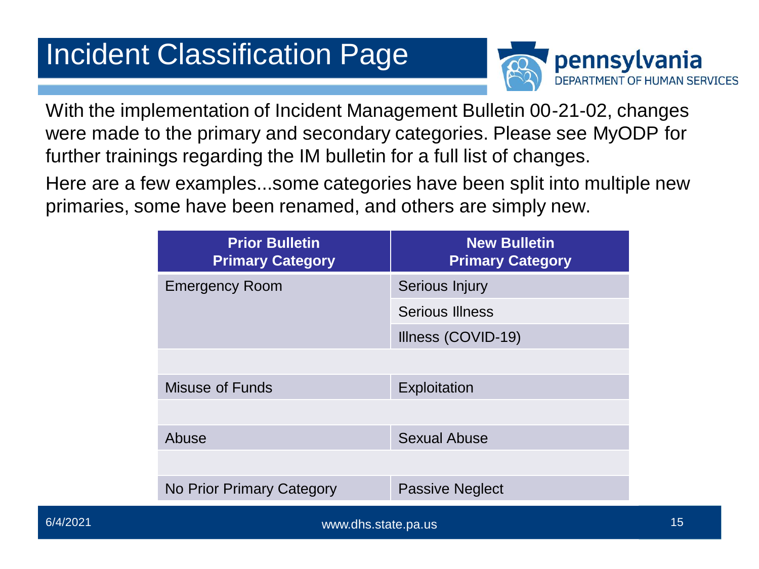# Incident Classification Page

With the implementation of Incident Management Bulletin 00-21-02, changes were made to the primary and secondary categories. Please see MyODP for further trainings regarding the IM bulletin for a full list of changes.

Here are a few examples...some categories have been split into multiple new primaries, some have been renamed, and others are simply new.

| Prior Bulletin Primary Category | New Bulletin Primary Category |
|---|---|
| Emergency Room | Serious Injury |
| | Serious Illness |
| | Illness (COVID-19) |
| | |
| Misuse of Funds | Exploitation |
| | |
| Abuse | Sexual Abuse |
| | |
| No Prior Primary Category | Passive Neglect |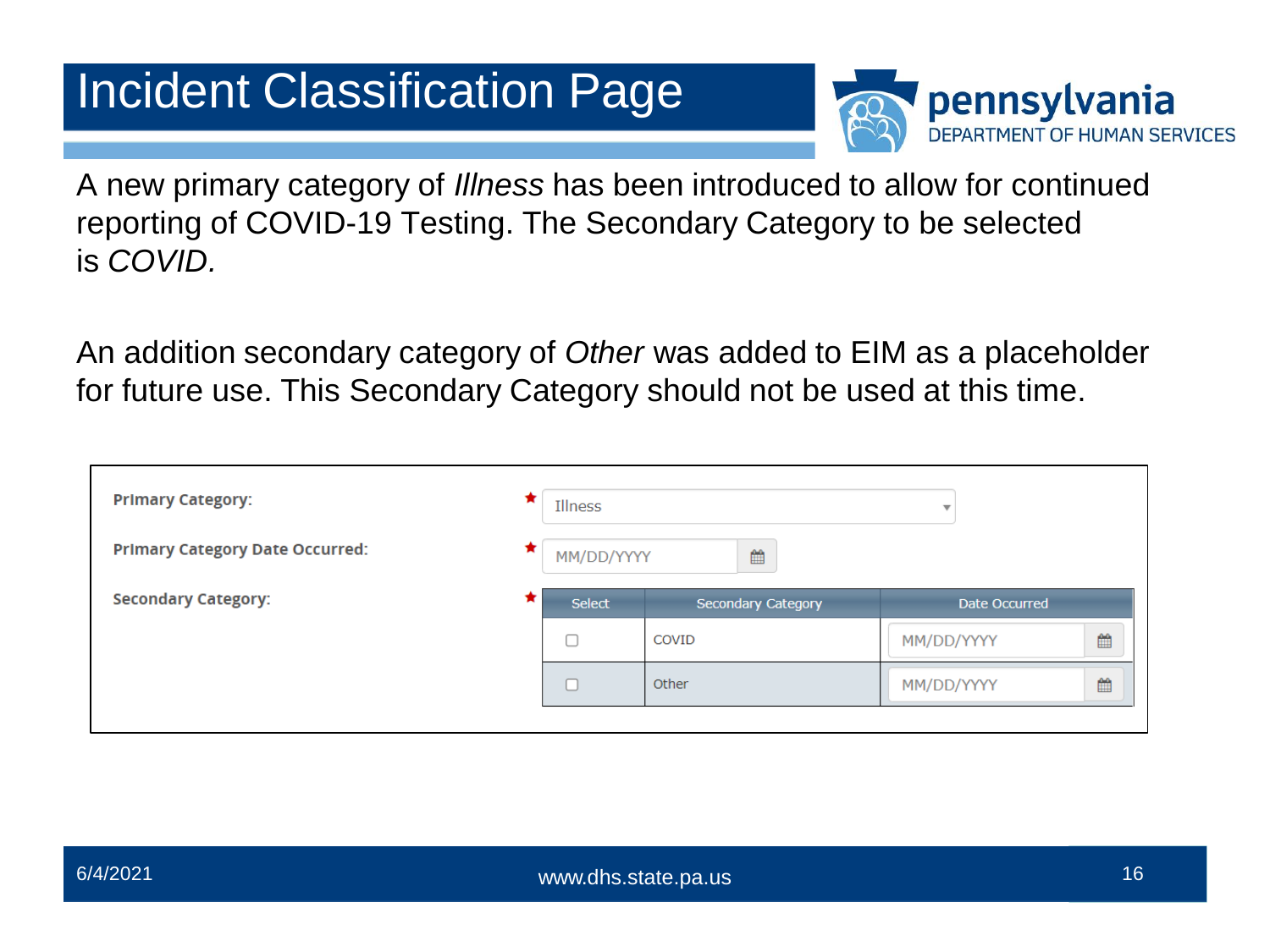# Incident Classification Page

A new primary category of *Illness* has been introduced to allow for continued reporting of COVID-19 Testing. The Secondary Category to be selected is *COVID.*

An addition secondary category of *Other* was added to EIM as a placeholder for future use. This Secondary Category should not be used at this time.

**Primary Category:** * Illness

**Primary Category Date Occurred:** * MM/DD/YYYY

**Secondary Category:** *

| Select | Secondary Category | Date Occurred |
|---|---|---|
| ☐ | COVID | MM/DD/YYYY |
| ☐ | Other | MM/DD/YYYY |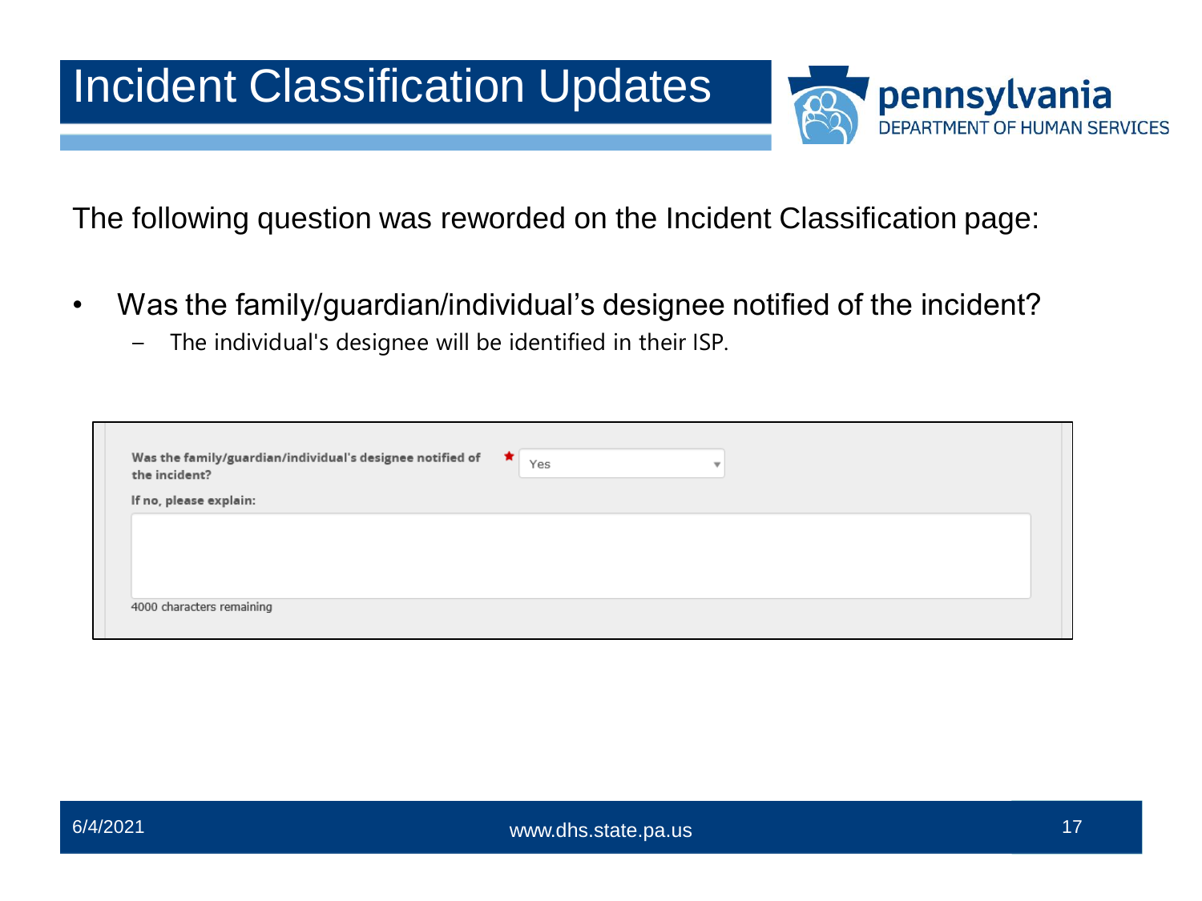# Incident Classification Updates

The following question was reworded on the Incident Classification page:

- Was the family/guardian/individual's designee notified of the incident?
  - The individual's designee will be identified in their ISP.

**Was the family/guardian/individual's designee notified of the incident?** * Yes

**If no, please explain:**

4000 characters remaining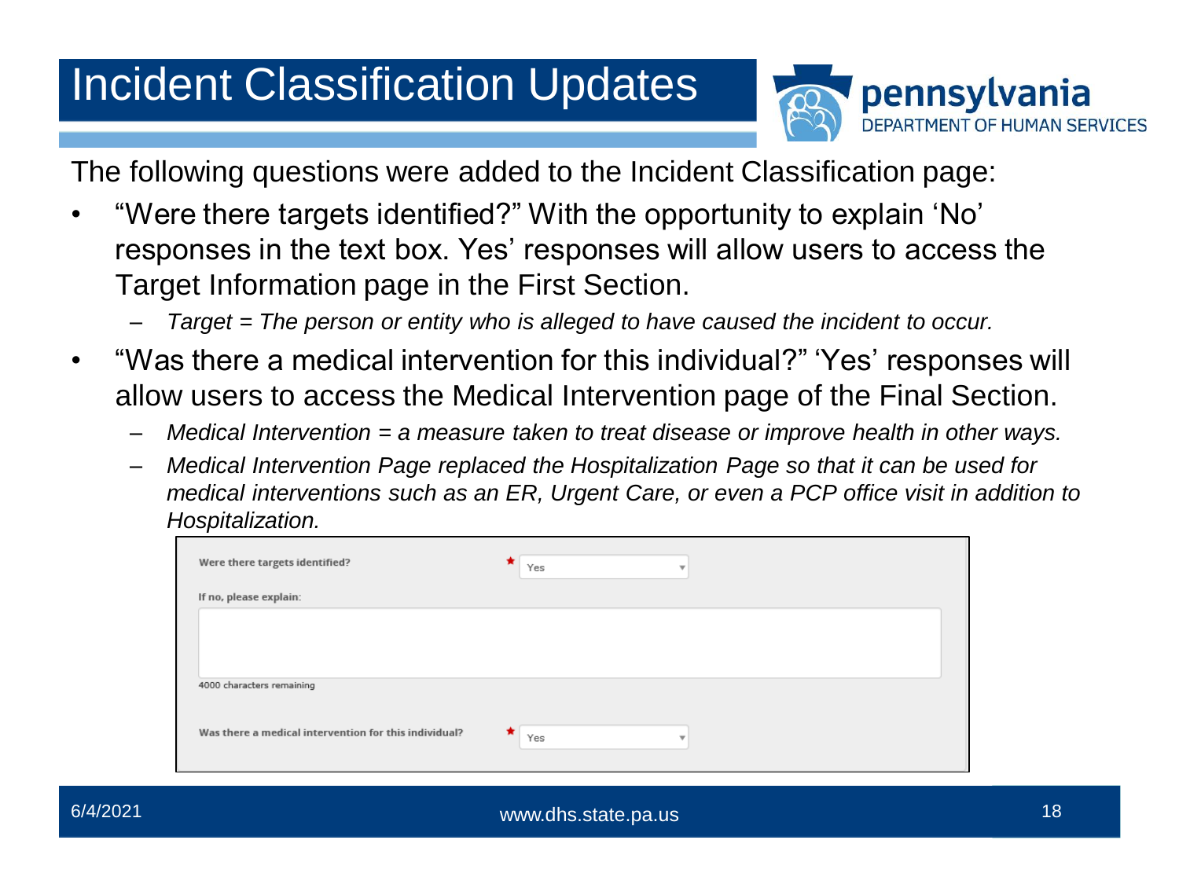# Incident Classification Updates

The following questions were added to the Incident Classification page:

- "Were there targets identified?" With the opportunity to explain 'No' responses in the text box. Yes' responses will allow users to access the Target Information page in the First Section.
  - *Target = The person or entity who is alleged to have caused the incident to occur.*
- "Was there a medical intervention for this individual?" 'Yes' responses will allow users to access the Medical Intervention page of the Final Section.
  - *Medical Intervention = a measure taken to treat disease or improve health in other ways.*
  - *Medical Intervention Page replaced the Hospitalization Page so that it can be used for medical interventions such as an ER, Urgent Care, or even a PCP office visit in addition to Hospitalization.*

Were there targets identified? * Yes

If no, please explain:

4000 characters remaining

Was there a medical intervention for this individual? * Yes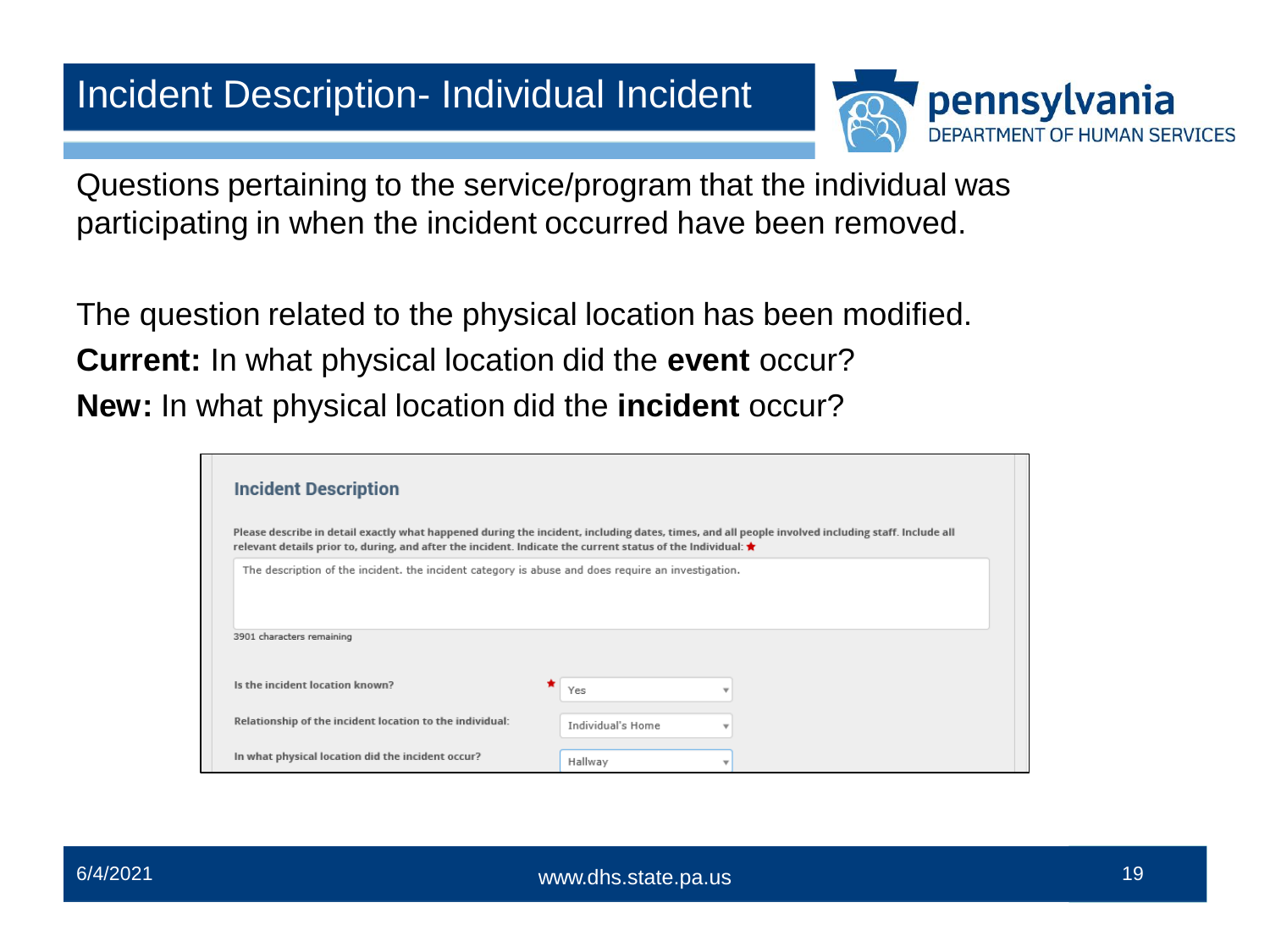# Incident Description- Individual Incident

Questions pertaining to the service/program that the individual was participating in when the incident occurred have been removed.

The question related to the physical location has been modified.

**Current:** In what physical location did the **event** occur?

**New:** In what physical location did the **incident** occur?

## Incident Description

Please describe in detail exactly what happened during the incident, including dates, times, and all people involved including staff. Include all relevant details prior to, during, and after the incident. Indicate the current status of the Individual: *

The description of the incident. the incident category is abuse and does require an investigation.

3901 characters remaining

| | |
|---|---|
| Is the incident location known? * | Yes |
| Relationship of the incident location to the individual: | Individual's Home |
| In what physical location did the incident occur? | Hallway |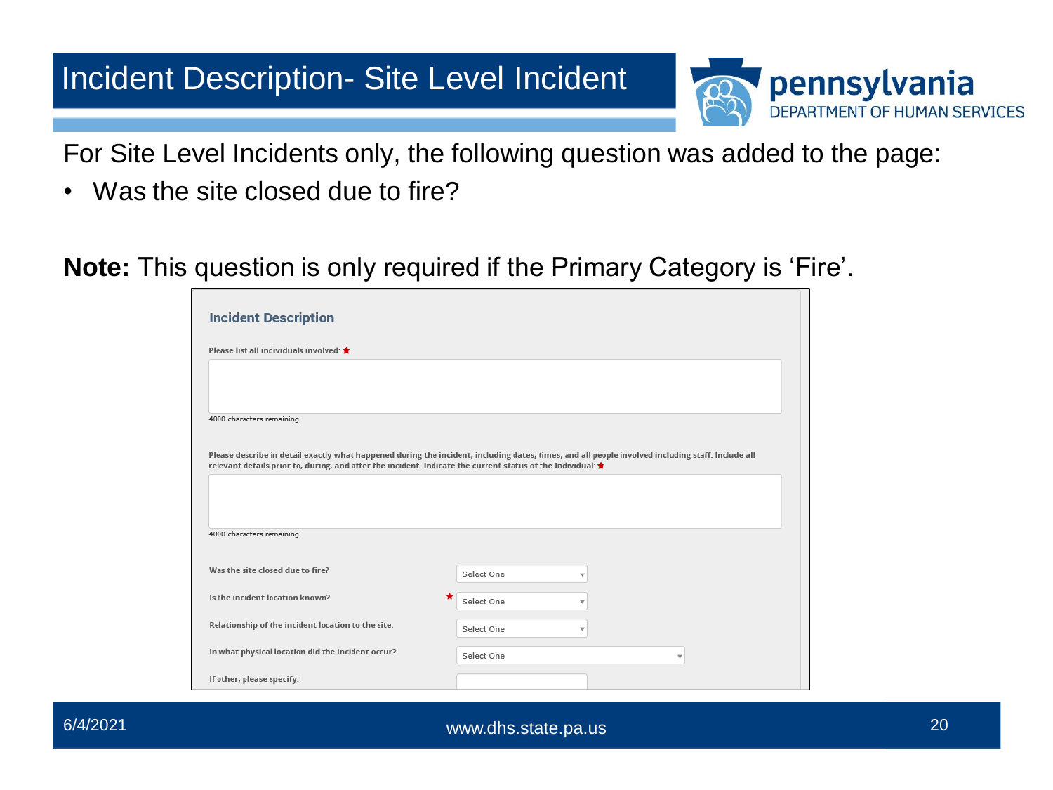# Incident Description- Site Level Incident

For Site Level Incidents only, the following question was added to the page:

- Was the site closed due to fire?

**Note:** This question is only required if the Primary Category is 'Fire'.

## Incident Description

Please list all individuals involved: ★

4000 characters remaining

Please describe in detail exactly what happened during the incident, including dates, times, and all people involved including staff. Include all relevant details prior to, during, and after the incident. Indicate the current status of the Individual: ★

4000 characters remaining

| | |
|---|---|
| Was the site closed due to fire? | Select One |
| Is the incident location known? ★ | Select One |
| Relationship of the incident location to the site: | Select One |
| In what physical location did the incident occur? | Select One |
| If other, please specify: | |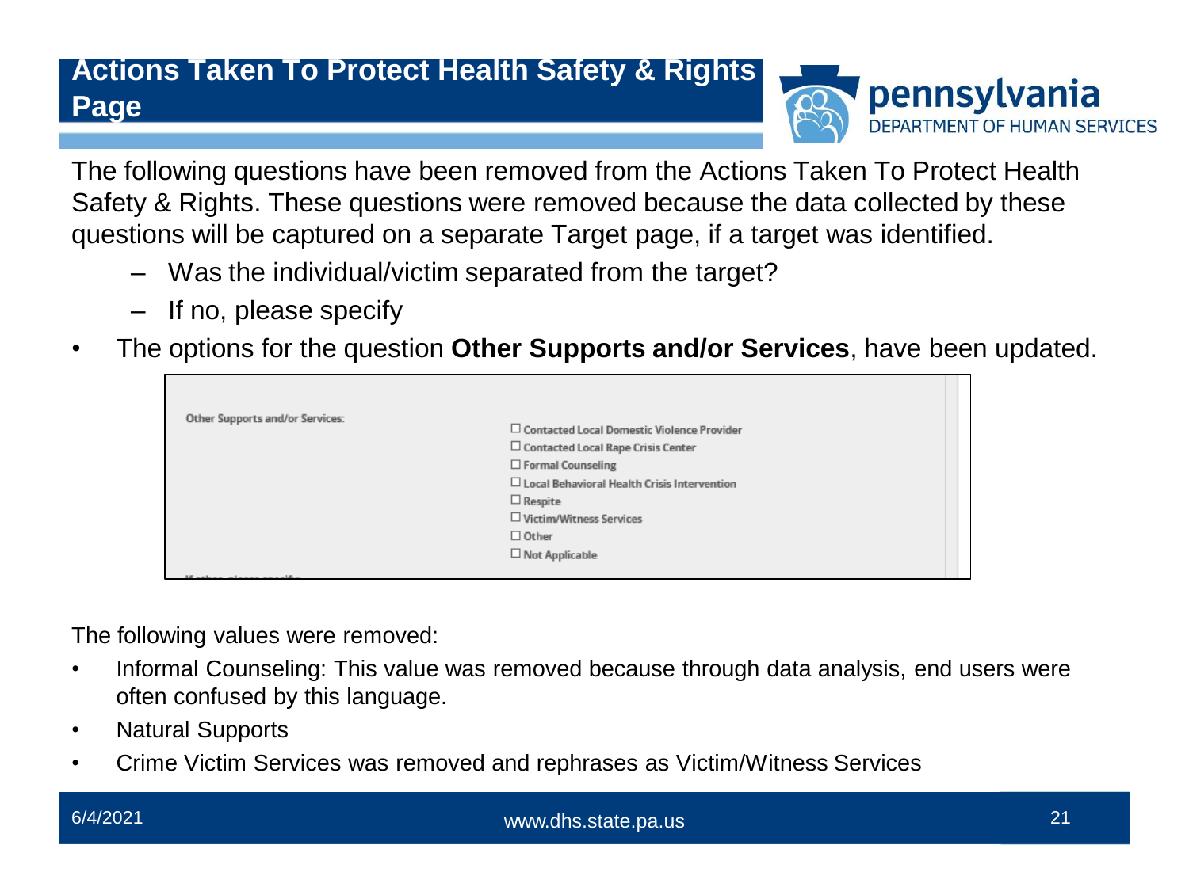# Actions Taken To Protect Health Safety & Rights Page

The following questions have been removed from the Actions Taken To Protect Health Safety & Rights. These questions were removed because the data collected by these questions will be captured on a separate Target page, if a target was identified.

- Was the individual/victim separated from the target?
- If no, please specify

- The options for the question **Other Supports and/or Services**, have been updated.

Other Supports and/or Services:

- ☐ Contacted Local Domestic Violence Provider
- ☐ Contacted Local Rape Crisis Center
- ☐ Formal Counseling
- ☐ Local Behavioral Health Crisis Intervention
- ☐ Respite
- ☐ Victim/Witness Services
- ☐ Other
- ☐ Not Applicable

The following values were removed:

- Informal Counseling: This value was removed because through data analysis, end users were often confused by this language.
- Natural Supports
- Crime Victim Services was removed and rephrases as Victim/Witness Services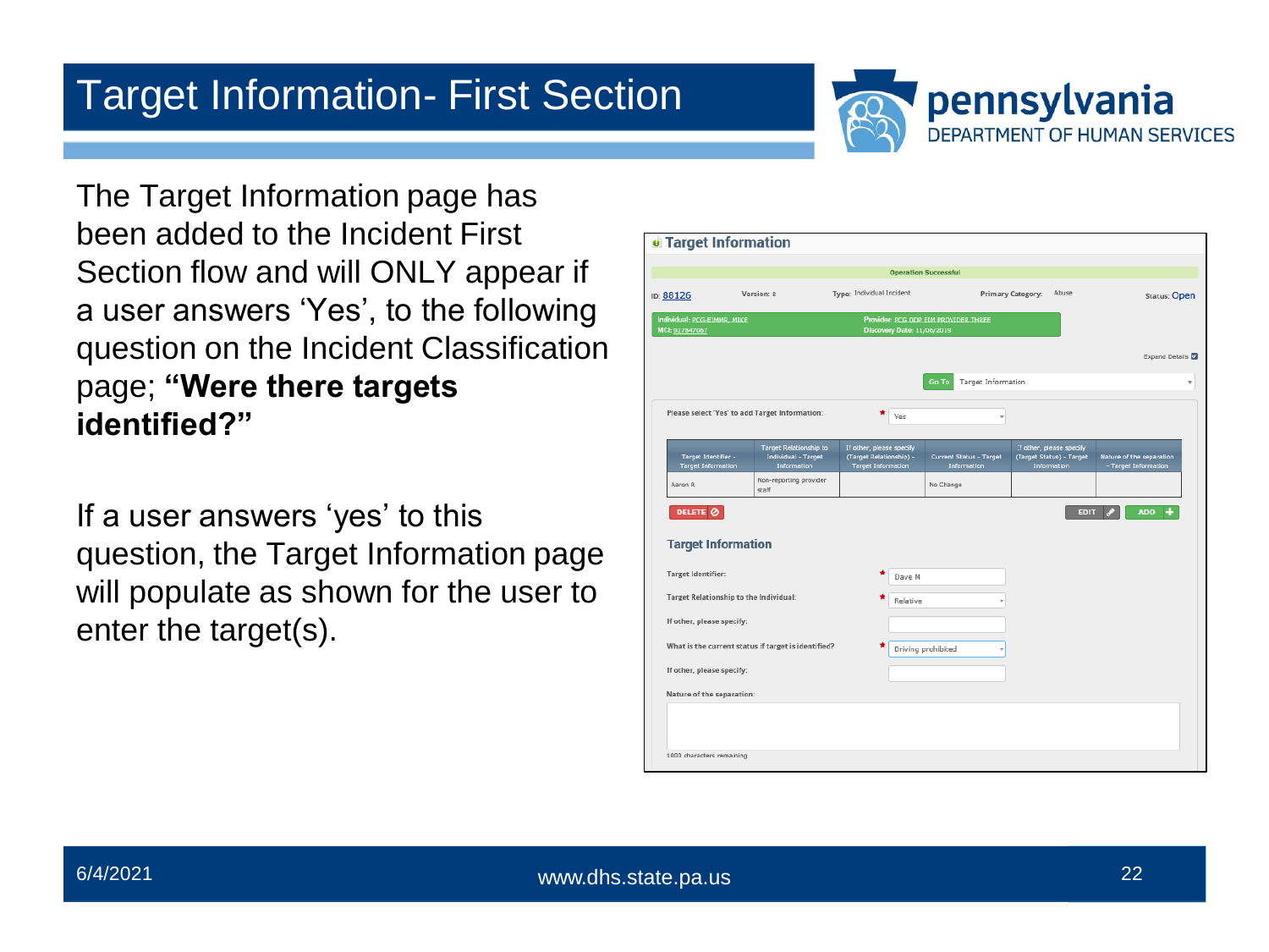# Target Information- First Section

The Target Information page has been added to the Incident First Section flow and will ONLY appear if a user answers 'Yes', to the following question on the Incident Classification page; **"Were there targets identified?"**

If a user answers 'yes' to this question, the Target Information page will populate as shown for the user to enter the target(s).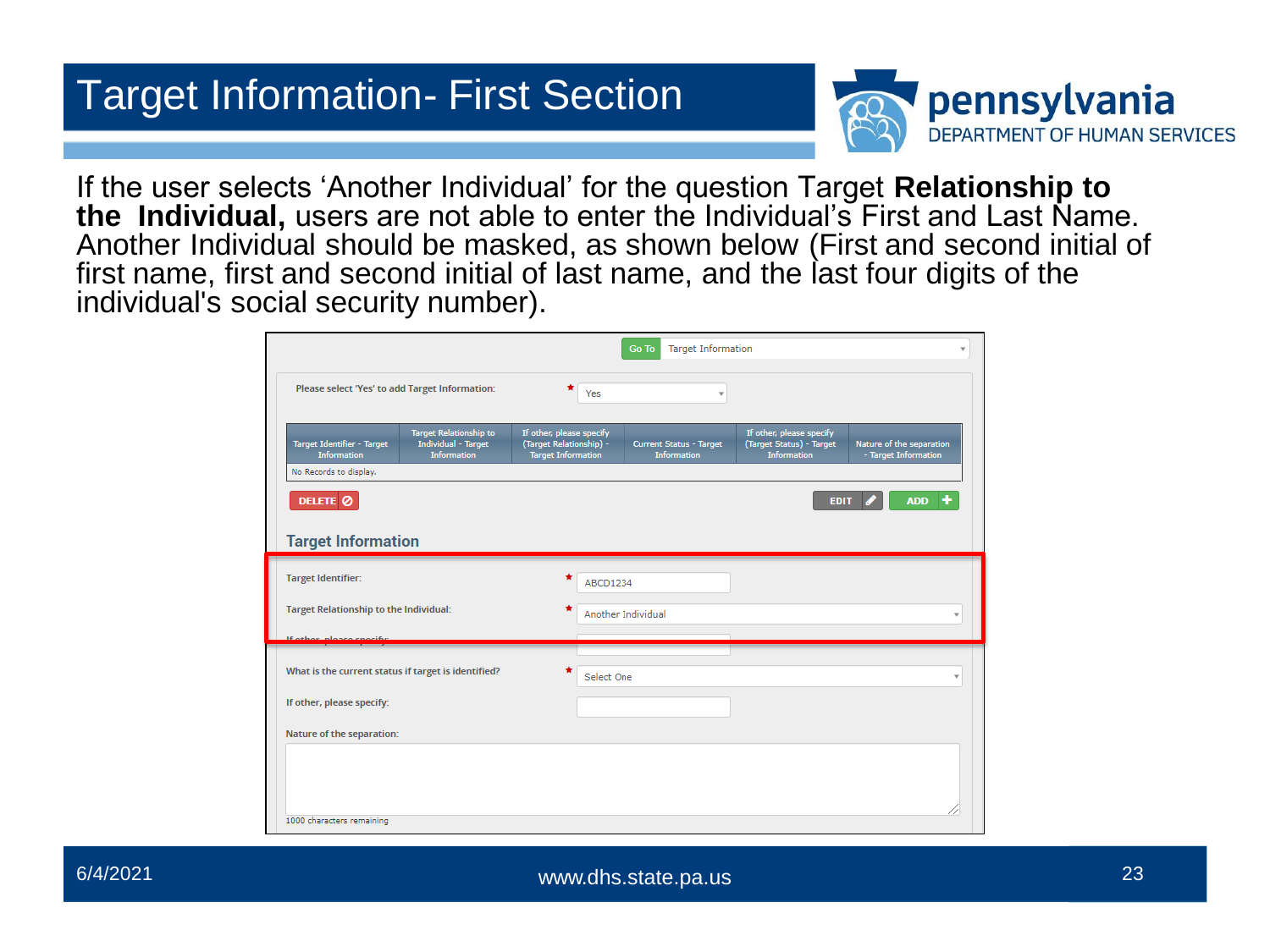# Target Information- First Section

If the user selects 'Another Individual' for the question Target **Relationship to the Individual,** users are not able to enter the Individual's First and Last Name. Another Individual should be masked, as shown below (First and second initial of first name, first and second initial of last name, and the last four digits of the individual's social security number).

Go To | Target Information

Please select 'Yes' to add Target Information: * Yes

| Target Identifier - Target Information | Target Relationship to Individual - Target Information | If other, please specify (Target Relationship) - Target Information | Current Status - Target Information | If other, please specify (Target Status) - Target Information | Nature of the separation - Target Information |
|---|---|---|---|---|---|
| No Records to display. | | | | | |

DELETE | EDIT | ADD

## Target Information

Target Identifier: * ABCD1234

Target Relationship to the Individual: * Another Individual

If other, please specify:

What is the current status if target is identified? * Select One

If other, please specify:

Nature of the separation:

1000 characters remaining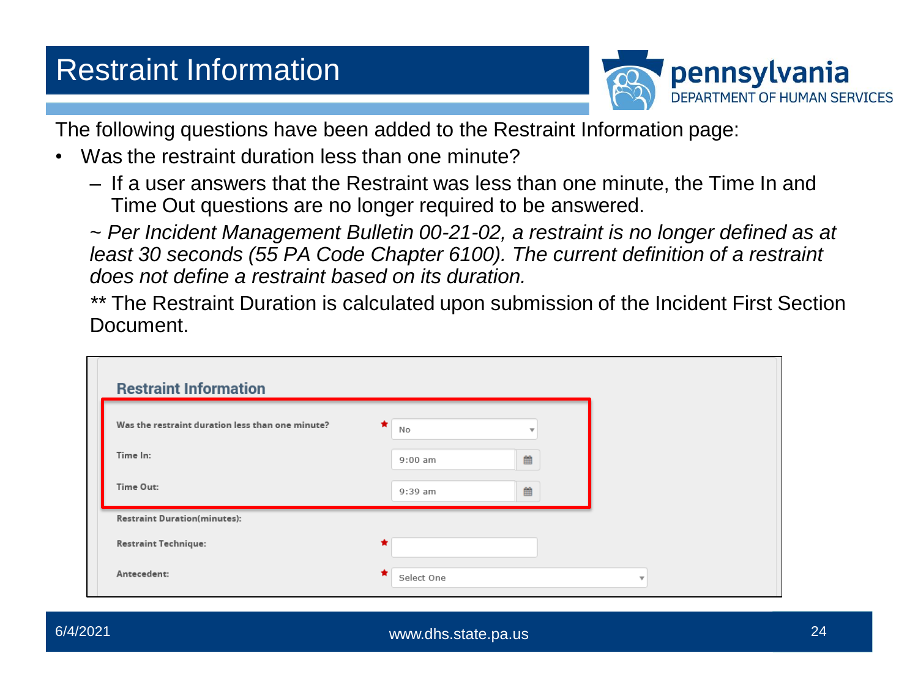# Restraint Information

The following questions have been added to the Restraint Information page:

- Was the restraint duration less than one minute?
  - If a user answers that the Restraint was less than one minute, the Time In and Time Out questions are no longer required to be answered.

  *~ Per Incident Management Bulletin 00-21-02, a restraint is no longer defined as at least 30 seconds (55 PA Code Chapter 6100). The current definition of a restraint does not define a restraint based on its duration.*

  ** The Restraint Duration is calculated upon submission of the Incident First Section Document.

**Restraint Information**

| Field | Value |
|---|---|
| Was the restraint duration less than one minute? * | No |
| Time In: | 9:00 am |
| Time Out: | 9:39 am |
| Restraint Duration(minutes): | |
| Restraint Technique: * | |
| Antecedent: * | Select One |

6/4/2021

www.dhs.state.pa.us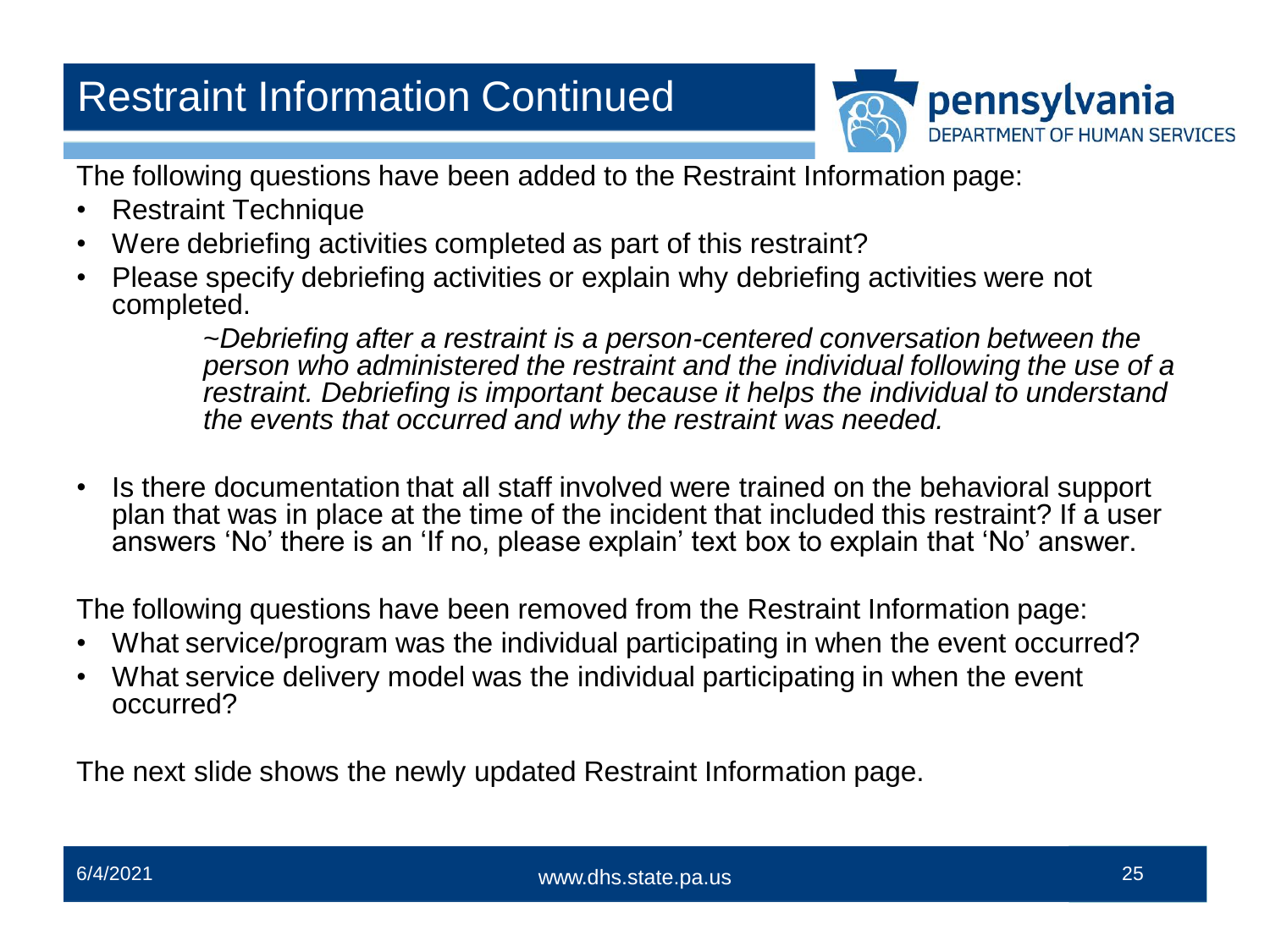# Restraint Information Continued

The following questions have been added to the Restraint Information page:

- Restraint Technique
- Were debriefing activities completed as part of this restraint?
- Please specify debriefing activities or explain why debriefing activities were not completed.

  *~Debriefing after a restraint is a person-centered conversation between the person who administered the restraint and the individual following the use of a restraint. Debriefing is important because it helps the individual to understand the events that occurred and why the restraint was needed.*

- Is there documentation that all staff involved were trained on the behavioral support plan that was in place at the time of the incident that included this restraint? If a user answers 'No' there is an 'If no, please explain' text box to explain that 'No' answer.

The following questions have been removed from the Restraint Information page:

- What service/program was the individual participating in when the event occurred?
- What service delivery model was the individual participating in when the event occurred?

The next slide shows the newly updated Restraint Information page.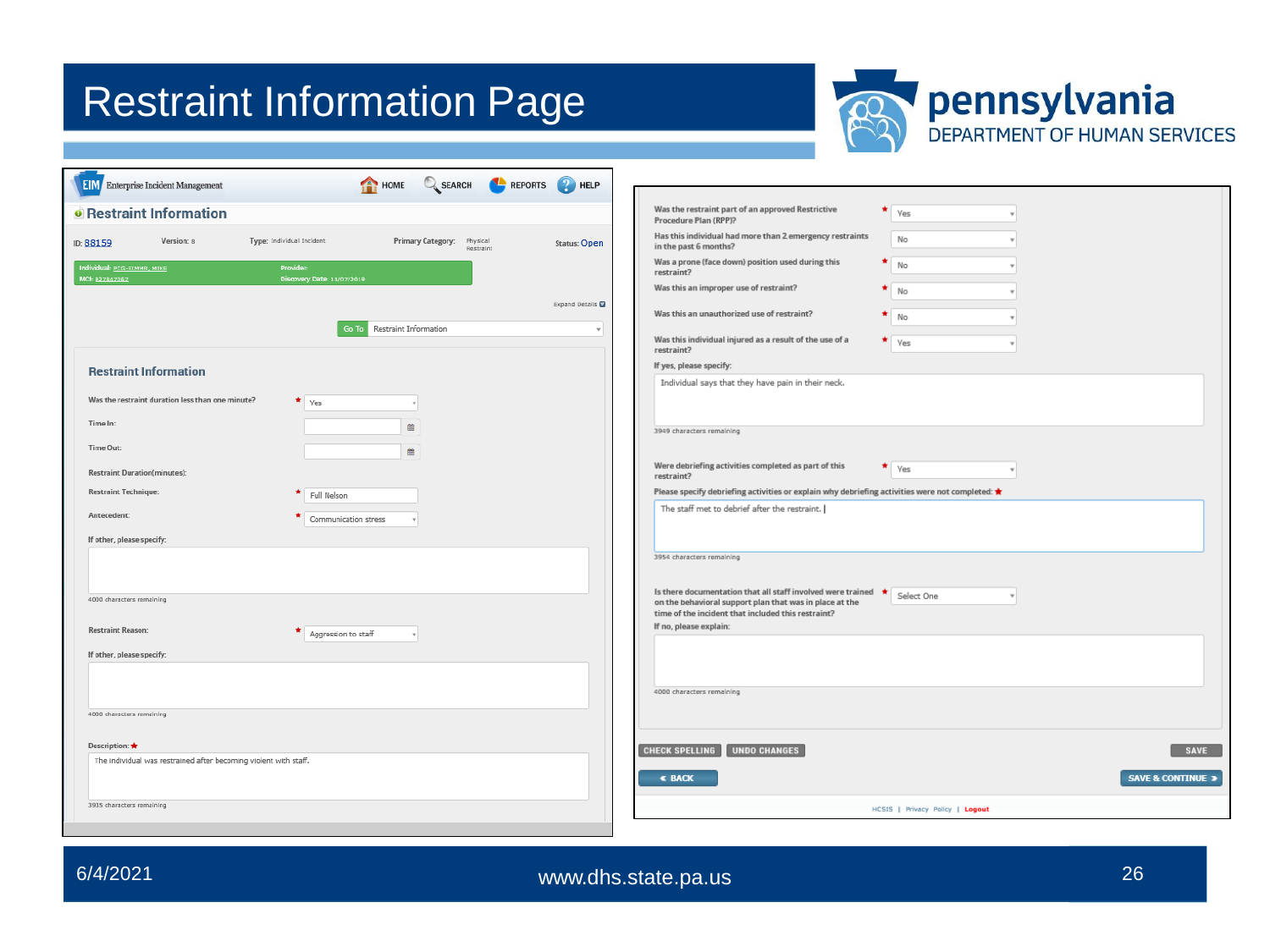# Restraint Information Page

**pennsylvania** DEPARTMENT OF HUMAN SERVICES

EIM Enterprise Incident Management — HOME | SEARCH | REPORTS | HELP

## Restraint Information

ID: 88159 | Version: 8 | Type: Individual Incident | Primary Category: Physical Restraint | Status: Open

Individual: PCG-SIMMR, MIKE
MCI: 822842862
Provider:
Discovery Date: 11/07/2019

Expand Details

Go To: Restraint Information

### Restraint Information

- Was the restraint duration less than one minute? * Yes
- Time In:
- Time Out:
- Restraint Duration(minutes):
- Restraint Technique: * Full Nelson
- Antecedent: * Communication stress
- If other, please specify:
  - 4000 characters remaining
- Restraint Reason: * Aggression to staff
- If other, please specify:
  - 4000 characters remaining
- Description: * The individual was restrained after becoming violent with staff.
  - 3935 characters remaining

---

- Was the restraint part of an approved Restrictive Procedure Plan (RPP)? * Yes
- Has this individual had more than 2 emergency restraints in the past 6 months? No
- Was a prone (face down) position used during this restraint? * No
- Was this an improper use of restraint? * No
- Was this an unauthorized use of restraint? * No
- Was this individual injured as a result of the use of a restraint? * Yes
- If yes, please specify: Individual says that they have pain in their neck.
  - 3949 characters remaining
- Were debriefing activities completed as part of this restraint? * Yes
- Please specify debriefing activities or explain why debriefing activities were not completed: * The staff met to debrief after the restraint.
  - 3954 characters remaining
- Is there documentation that all staff involved were trained on the behavioral support plan that was in place at the time of the incident that included this restraint? * Select One
- If no, please explain:
  - 4000 characters remaining

CHECK SPELLING | UNDO CHANGES | SAVE

« BACK | SAVE & CONTINUE »

HCSIS | Privacy Policy | Logout

6/4/2021 www.dhs.state.pa.us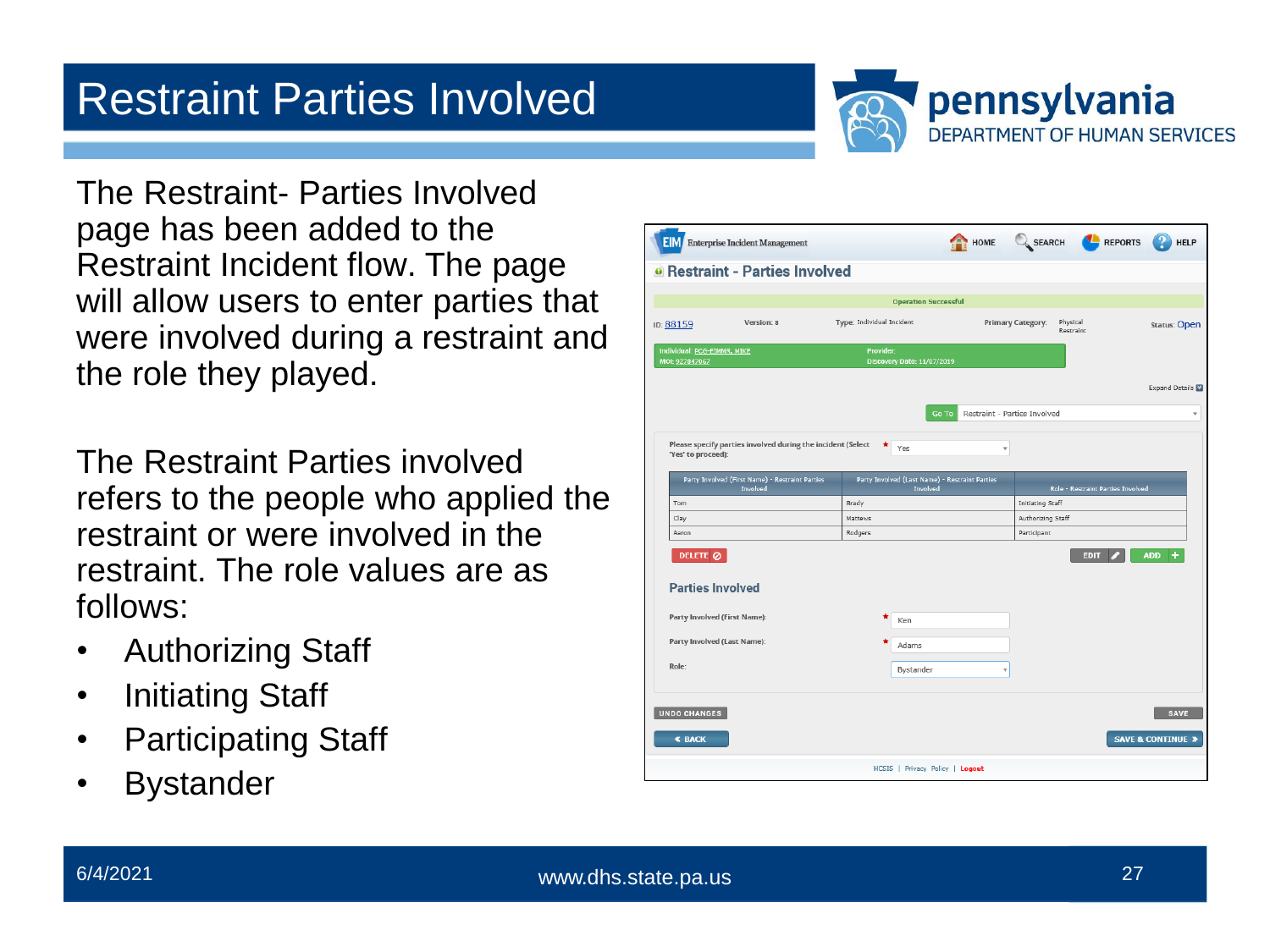# Restraint Parties Involved

The Restraint- Parties Involved page has been added to the Restraint Incident flow. The page will allow users to enter parties that were involved during a restraint and the role they played.

The Restraint Parties involved refers to the people who applied the restraint or were involved in the restraint. The role values are as follows:

- Authorizing Staff
- Initiating Staff
- Participating Staff
- Bystander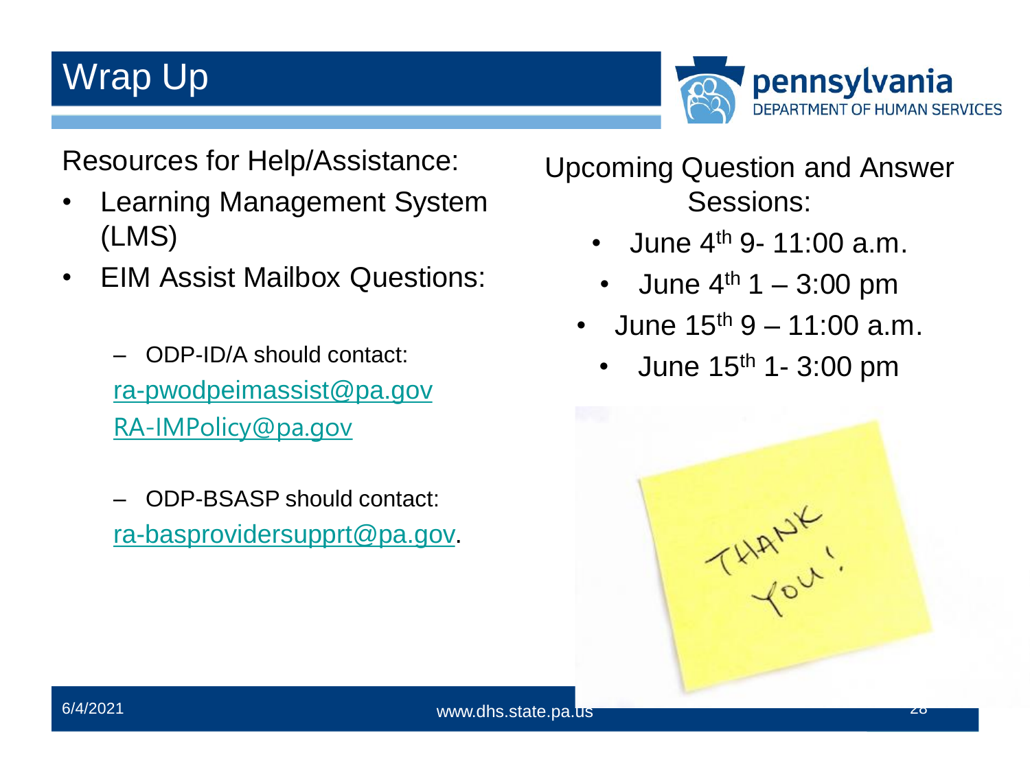# Wrap Up

Resources for Help/Assistance:

- Learning Management System (LMS)
- EIM Assist Mailbox Questions:
  - ODP-ID/A should contact:
    ra-pwodpeimassist@pa.gov
    RA-IMPolicy@pa.gov
  - ODP-BSASP should contact:
    ra-basprovidersupprt@pa.gov.

Upcoming Question and Answer Sessions:

- June 4th 9- 11:00 a.m.
- June 4th 1 – 3:00 pm
- June 15th 9 – 11:00 a.m.
- June 15th 1- 3:00 pm